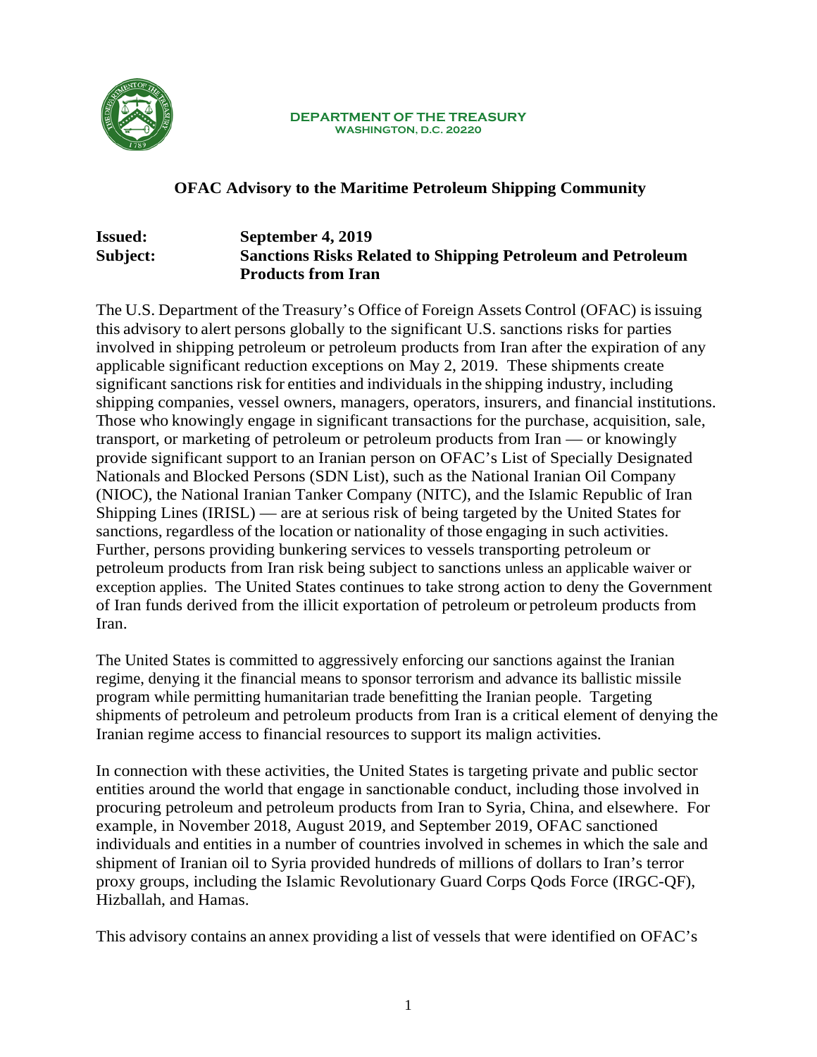**DEPARTMENT OF THE TREASURY**
**WASHINGTON, D.C. 20220**

## OFAC Advisory to the Maritime Petroleum Shipping Community

**Issued:** **September 4, 2019**
**Subject:** **Sanctions Risks Related to Shipping Petroleum and Petroleum Products from Iran**

The U.S. Department of the Treasury's Office of Foreign Assets Control (OFAC) is issuing this advisory to alert persons globally to the significant U.S. sanctions risks for parties involved in shipping petroleum or petroleum products from Iran after the expiration of any applicable significant reduction exceptions on May 2, 2019. These shipments create significant sanctions risk for entities and individuals in the shipping industry, including shipping companies, vessel owners, managers, operators, insurers, and financial institutions. Those who knowingly engage in significant transactions for the purchase, acquisition, sale, transport, or marketing of petroleum or petroleum products from Iran — or knowingly provide significant support to an Iranian person on OFAC's List of Specially Designated Nationals and Blocked Persons (SDN List), such as the National Iranian Oil Company (NIOC), the National Iranian Tanker Company (NITC), and the Islamic Republic of Iran Shipping Lines (IRISL) — are at serious risk of being targeted by the United States for sanctions, regardless of the location or nationality of those engaging in such activities. Further, persons providing bunkering services to vessels transporting petroleum or petroleum products from Iran risk being subject to sanctions unless an applicable waiver or exception applies. The United States continues to take strong action to deny the Government of Iran funds derived from the illicit exportation of petroleum or petroleum products from Iran.

The United States is committed to aggressively enforcing our sanctions against the Iranian regime, denying it the financial means to sponsor terrorism and advance its ballistic missile program while permitting humanitarian trade benefitting the Iranian people. Targeting shipments of petroleum and petroleum products from Iran is a critical element of denying the Iranian regime access to financial resources to support its malign activities.

In connection with these activities, the United States is targeting private and public sector entities around the world that engage in sanctionable conduct, including those involved in procuring petroleum and petroleum products from Iran to Syria, China, and elsewhere. For example, in November 2018, August 2019, and September 2019, OFAC sanctioned individuals and entities in a number of countries involved in schemes in which the sale and shipment of Iranian oil to Syria provided hundreds of millions of dollars to Iran's terror proxy groups, including the Islamic Revolutionary Guard Corps Qods Force (IRGC-QF), Hizballah, and Hamas.

This advisory contains an annex providing a list of vessels that were identified on OFAC's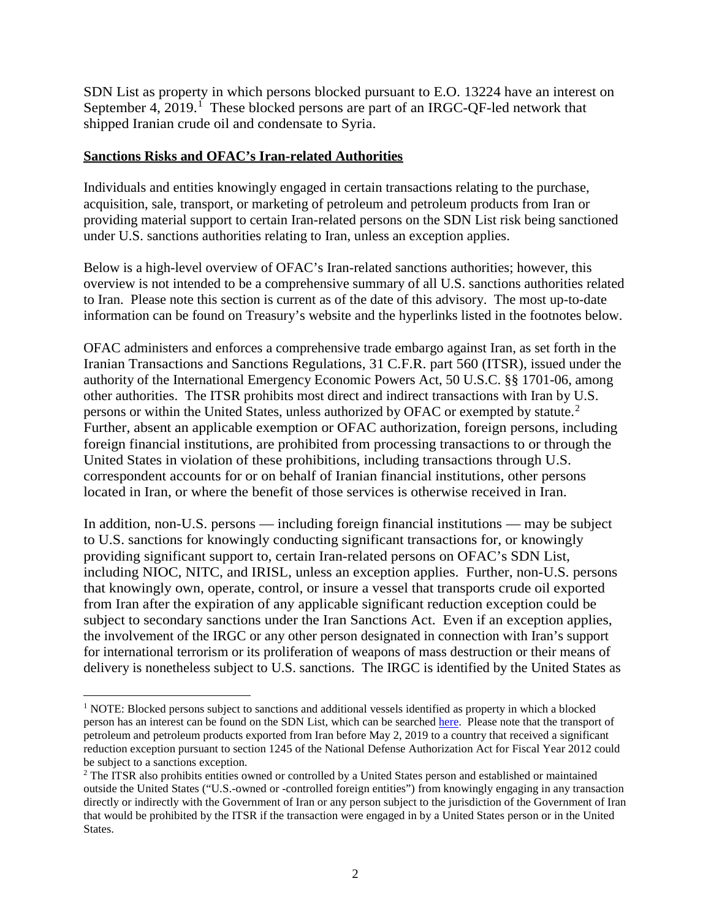SDN List as property in which persons blocked pursuant to E.O. 13224 have an interest on September 4, 2019.[1] These blocked persons are part of an IRGC-QF-led network that shipped Iranian crude oil and condensate to Syria.

**Sanctions Risks and OFAC's Iran-related Authorities**

Individuals and entities knowingly engaged in certain transactions relating to the purchase, acquisition, sale, transport, or marketing of petroleum and petroleum products from Iran or providing material support to certain Iran-related persons on the SDN List risk being sanctioned under U.S. sanctions authorities relating to Iran, unless an exception applies.

Below is a high-level overview of OFAC's Iran-related sanctions authorities; however, this overview is not intended to be a comprehensive summary of all U.S. sanctions authorities related to Iran. Please note this section is current as of the date of this advisory. The most up-to-date information can be found on Treasury's website and the hyperlinks listed in the footnotes below.

OFAC administers and enforces a comprehensive trade embargo against Iran, as set forth in the Iranian Transactions and Sanctions Regulations, 31 C.F.R. part 560 (ITSR), issued under the authority of the International Emergency Economic Powers Act, 50 U.S.C. §§ 1701-06, among other authorities. The ITSR prohibits most direct and indirect transactions with Iran by U.S. persons or within the United States, unless authorized by OFAC or exempted by statute.[2] Further, absent an applicable exemption or OFAC authorization, foreign persons, including foreign financial institutions, are prohibited from processing transactions to or through the United States in violation of these prohibitions, including transactions through U.S. correspondent accounts for or on behalf of Iranian financial institutions, other persons located in Iran, or where the benefit of those services is otherwise received in Iran.

In addition, non-U.S. persons — including foreign financial institutions — may be subject to U.S. sanctions for knowingly conducting significant transactions for, or knowingly providing significant support to, certain Iran-related persons on OFAC's SDN List, including NIOC, NITC, and IRISL, unless an exception applies. Further, non-U.S. persons that knowingly own, operate, control, or insure a vessel that transports crude oil exported from Iran after the expiration of any applicable significant reduction exception could be subject to secondary sanctions under the Iran Sanctions Act. Even if an exception applies, the involvement of the IRGC or any other person designated in connection with Iran's support for international terrorism or its proliferation of weapons of mass destruction or their means of delivery is nonetheless subject to U.S. sanctions. The IRGC is identified by the United States as

---

[1] NOTE: Blocked persons subject to sanctions and additional vessels identified as property in which a blocked person has an interest can be found on the SDN List, which can be searched here. Please note that the transport of petroleum and petroleum products exported from Iran before May 2, 2019 to a country that received a significant reduction exception pursuant to section 1245 of the National Defense Authorization Act for Fiscal Year 2012 could be subject to a sanctions exception.

[2] The ITSR also prohibits entities owned or controlled by a United States person and established or maintained outside the United States ("U.S.-owned or -controlled foreign entities") from knowingly engaging in any transaction directly or indirectly with the Government of Iran or any person subject to the jurisdiction of the Government of Iran that would be prohibited by the ITSR if the transaction were engaged in by a United States person or in the United States.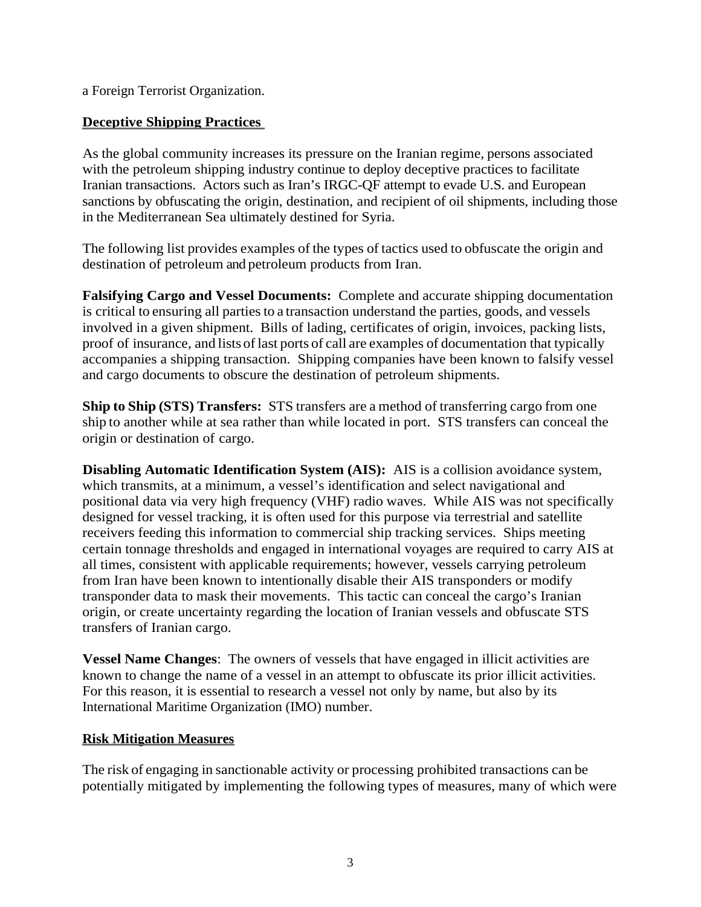a Foreign Terrorist Organization.

## Deceptive Shipping Practices

As the global community increases its pressure on the Iranian regime, persons associated with the petroleum shipping industry continue to deploy deceptive practices to facilitate Iranian transactions. Actors such as Iran's IRGC-QF attempt to evade U.S. and European sanctions by obfuscating the origin, destination, and recipient of oil shipments, including those in the Mediterranean Sea ultimately destined for Syria.

The following list provides examples of the types of tactics used to obfuscate the origin and destination of petroleum and petroleum products from Iran.

**Falsifying Cargo and Vessel Documents:** Complete and accurate shipping documentation is critical to ensuring all parties to a transaction understand the parties, goods, and vessels involved in a given shipment. Bills of lading, certificates of origin, invoices, packing lists, proof of insurance, and lists of last ports of call are examples of documentation that typically accompanies a shipping transaction. Shipping companies have been known to falsify vessel and cargo documents to obscure the destination of petroleum shipments.

**Ship to Ship (STS) Transfers:** STS transfers are a method of transferring cargo from one ship to another while at sea rather than while located in port. STS transfers can conceal the origin or destination of cargo.

**Disabling Automatic Identification System (AIS):** AIS is a collision avoidance system, which transmits, at a minimum, a vessel's identification and select navigational and positional data via very high frequency (VHF) radio waves. While AIS was not specifically designed for vessel tracking, it is often used for this purpose via terrestrial and satellite receivers feeding this information to commercial ship tracking services. Ships meeting certain tonnage thresholds and engaged in international voyages are required to carry AIS at all times, consistent with applicable requirements; however, vessels carrying petroleum from Iran have been known to intentionally disable their AIS transponders or modify transponder data to mask their movements. This tactic can conceal the cargo's Iranian origin, or create uncertainty regarding the location of Iranian vessels and obfuscate STS transfers of Iranian cargo.

**Vessel Name Changes**: The owners of vessels that have engaged in illicit activities are known to change the name of a vessel in an attempt to obfuscate its prior illicit activities. For this reason, it is essential to research a vessel not only by name, but also by its International Maritime Organization (IMO) number.

## Risk Mitigation Measures

The risk of engaging in sanctionable activity or processing prohibited transactions can be potentially mitigated by implementing the following types of measures, many of which were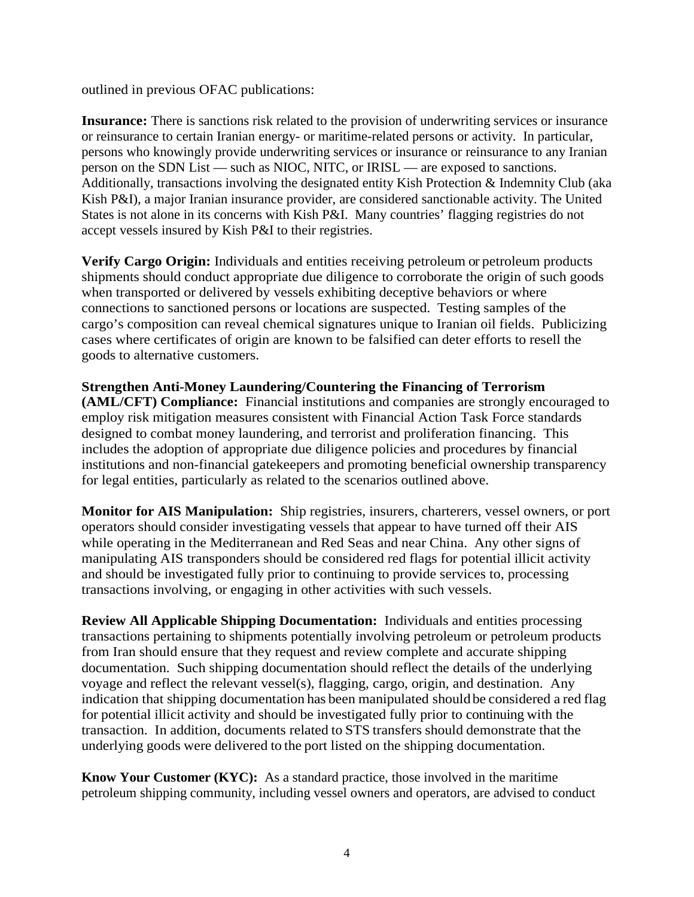outlined in previous OFAC publications:

**Insurance:** There is sanctions risk related to the provision of underwriting services or insurance or reinsurance to certain Iranian energy- or maritime-related persons or activity. In particular, persons who knowingly provide underwriting services or insurance or reinsurance to any Iranian person on the SDN List — such as NIOC, NITC, or IRISL — are exposed to sanctions. Additionally, transactions involving the designated entity Kish Protection & Indemnity Club (aka Kish P&I), a major Iranian insurance provider, are considered sanctionable activity. The United States is not alone in its concerns with Kish P&I. Many countries' flagging registries do not accept vessels insured by Kish P&I to their registries.

**Verify Cargo Origin:** Individuals and entities receiving petroleum or petroleum products shipments should conduct appropriate due diligence to corroborate the origin of such goods when transported or delivered by vessels exhibiting deceptive behaviors or where connections to sanctioned persons or locations are suspected. Testing samples of the cargo's composition can reveal chemical signatures unique to Iranian oil fields. Publicizing cases where certificates of origin are known to be falsified can deter efforts to resell the goods to alternative customers.

**Strengthen Anti-Money Laundering/Countering the Financing of Terrorism (AML/CFT) Compliance:** Financial institutions and companies are strongly encouraged to employ risk mitigation measures consistent with Financial Action Task Force standards designed to combat money laundering, and terrorist and proliferation financing. This includes the adoption of appropriate due diligence policies and procedures by financial institutions and non-financial gatekeepers and promoting beneficial ownership transparency for legal entities, particularly as related to the scenarios outlined above.

**Monitor for AIS Manipulation:** Ship registries, insurers, charterers, vessel owners, or port operators should consider investigating vessels that appear to have turned off their AIS while operating in the Mediterranean and Red Seas and near China. Any other signs of manipulating AIS transponders should be considered red flags for potential illicit activity and should be investigated fully prior to continuing to provide services to, processing transactions involving, or engaging in other activities with such vessels.

**Review All Applicable Shipping Documentation:** Individuals and entities processing transactions pertaining to shipments potentially involving petroleum or petroleum products from Iran should ensure that they request and review complete and accurate shipping documentation. Such shipping documentation should reflect the details of the underlying voyage and reflect the relevant vessel(s), flagging, cargo, origin, and destination. Any indication that shipping documentation has been manipulated should be considered a red flag for potential illicit activity and should be investigated fully prior to continuing with the transaction. In addition, documents related to STS transfers should demonstrate that the underlying goods were delivered to the port listed on the shipping documentation.

**Know Your Customer (KYC):** As a standard practice, those involved in the maritime petroleum shipping community, including vessel owners and operators, are advised to conduct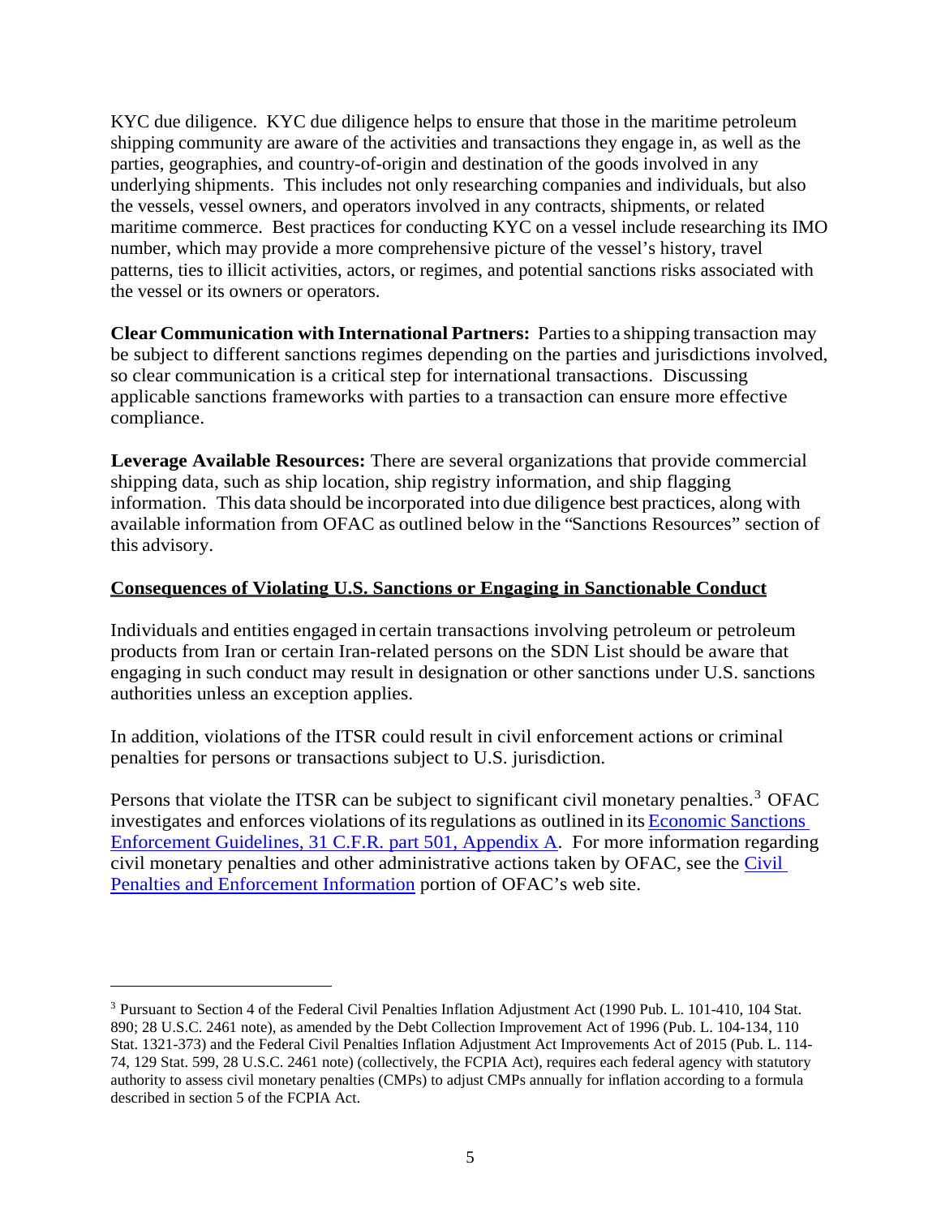KYC due diligence. KYC due diligence helps to ensure that those in the maritime petroleum shipping community are aware of the activities and transactions they engage in, as well as the parties, geographies, and country-of-origin and destination of the goods involved in any underlying shipments. This includes not only researching companies and individuals, but also the vessels, vessel owners, and operators involved in any contracts, shipments, or related maritime commerce. Best practices for conducting KYC on a vessel include researching its IMO number, which may provide a more comprehensive picture of the vessel's history, travel patterns, ties to illicit activities, actors, or regimes, and potential sanctions risks associated with the vessel or its owners or operators.

**Clear Communication with International Partners:** Parties to a shipping transaction may be subject to different sanctions regimes depending on the parties and jurisdictions involved, so clear communication is a critical step for international transactions. Discussing applicable sanctions frameworks with parties to a transaction can ensure more effective compliance.

**Leverage Available Resources:** There are several organizations that provide commercial shipping data, such as ship location, ship registry information, and ship flagging information. This data should be incorporated into due diligence best practices, along with available information from OFAC as outlined below in the "Sanctions Resources" section of this advisory.

## Consequences of Violating U.S. Sanctions or Engaging in Sanctionable Conduct

Individuals and entities engaged in certain transactions involving petroleum or petroleum products from Iran or certain Iran-related persons on the SDN List should be aware that engaging in such conduct may result in designation or other sanctions under U.S. sanctions authorities unless an exception applies.

In addition, violations of the ITSR could result in civil enforcement actions or criminal penalties for persons or transactions subject to U.S. jurisdiction.

Persons that violate the ITSR can be subject to significant civil monetary penalties.[3] OFAC investigates and enforces violations of its regulations as outlined in its [Economic Sanctions Enforcement Guidelines, 31 C.F.R. part 501, Appendix A](). For more information regarding civil monetary penalties and other administrative actions taken by OFAC, see the [Civil Penalties and Enforcement Information]() portion of OFAC's web site.

---

[3] Pursuant to Section 4 of the Federal Civil Penalties Inflation Adjustment Act (1990 Pub. L. 101-410, 104 Stat. 890; 28 U.S.C. 2461 note), as amended by the Debt Collection Improvement Act of 1996 (Pub. L. 104-134, 110 Stat. 1321-373) and the Federal Civil Penalties Inflation Adjustment Act Improvements Act of 2015 (Pub. L. 114-74, 129 Stat. 599, 28 U.S.C. 2461 note) (collectively, the FCPIA Act), requires each federal agency with statutory authority to assess civil monetary penalties (CMPs) to adjust CMPs annually for inflation according to a formula described in section 5 of the FCPIA Act.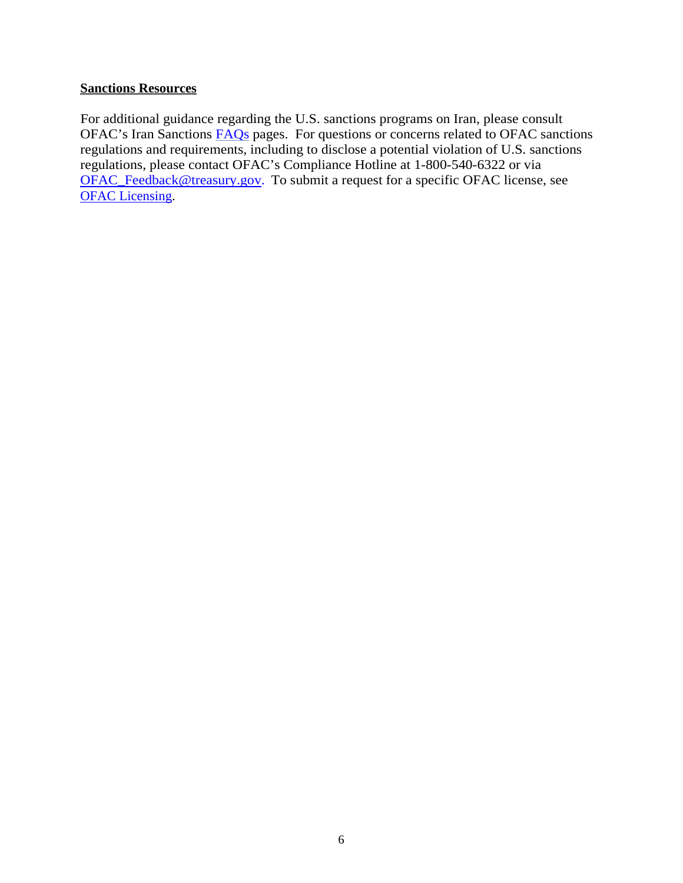## Sanctions Resources

For additional guidance regarding the U.S. sanctions programs on Iran, please consult OFAC's Iran Sanctions FAQs pages. For questions or concerns related to OFAC sanctions regulations and requirements, including to disclose a potential violation of U.S. sanctions regulations, please contact OFAC's Compliance Hotline at 1-800-540-6322 or via OFAC_Feedback@treasury.gov. To submit a request for a specific OFAC license, see OFAC Licensing.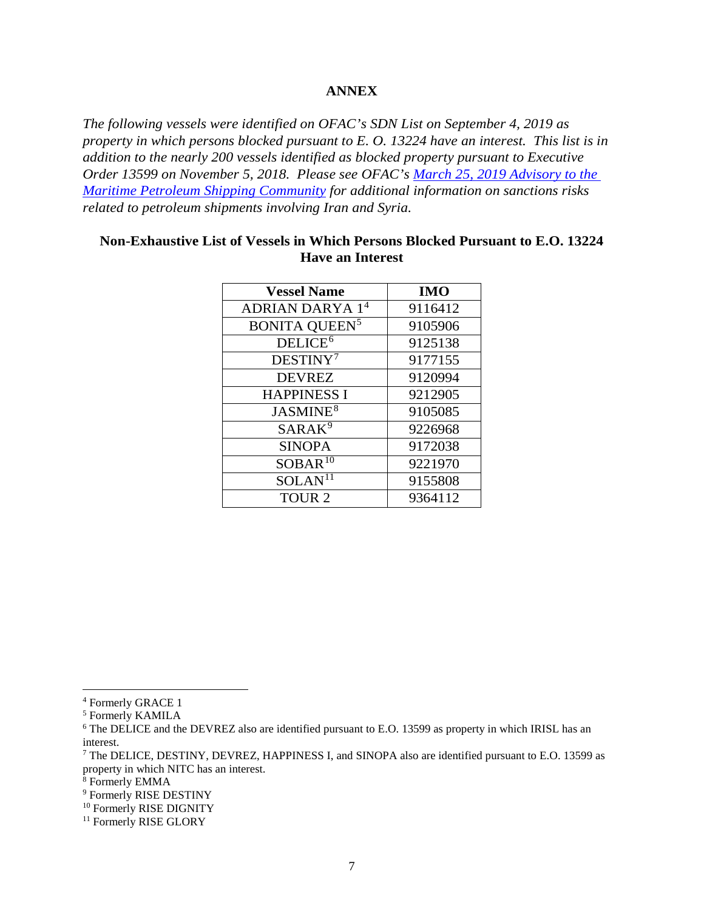## ANNEX

*The following vessels were identified on OFAC's SDN List on September 4, 2019 as property in which persons blocked pursuant to E. O. 13224 have an interest. This list is in addition to the nearly 200 vessels identified as blocked property pursuant to Executive Order 13599 on November 5, 2018. Please see OFAC's [March 25, 2019 Advisory to the Maritime Petroleum Shipping Community](#) for additional information on sanctions risks related to petroleum shipments involving Iran and Syria.*

### Non-Exhaustive List of Vessels in Which Persons Blocked Pursuant to E.O. 13224 Have an Interest

| Vessel Name | IMO |
|---|---|
| ADRIAN DARYA 1[4] | 9116412 |
| BONITA QUEEN[5] | 9105906 |
| DELICE[6] | 9125138 |
| DESTINY[7] | 9177155 |
| DEVREZ | 9120994 |
| HAPPINESS I | 9212905 |
| JASMINE[8] | 9105085 |
| SARAK[9] | 9226968 |
| SINOPA | 9172038 |
| SOBAR[10] | 9221970 |
| SOLAN[11] | 9155808 |
| TOUR 2 | 9364112 |

---

[4] Formerly GRACE 1

[5] Formerly KAMILA

[6] The DELICE and the DEVREZ also are identified pursuant to E.O. 13599 as property in which IRISL has an interest.

[7] The DELICE, DESTINY, DEVREZ, HAPPINESS I, and SINOPA also are identified pursuant to E.O. 13599 as property in which NITC has an interest.

[8] Formerly EMMA

[9] Formerly RISE DESTINY

[10] Formerly RISE DIGNITY

[11] Formerly RISE GLORY